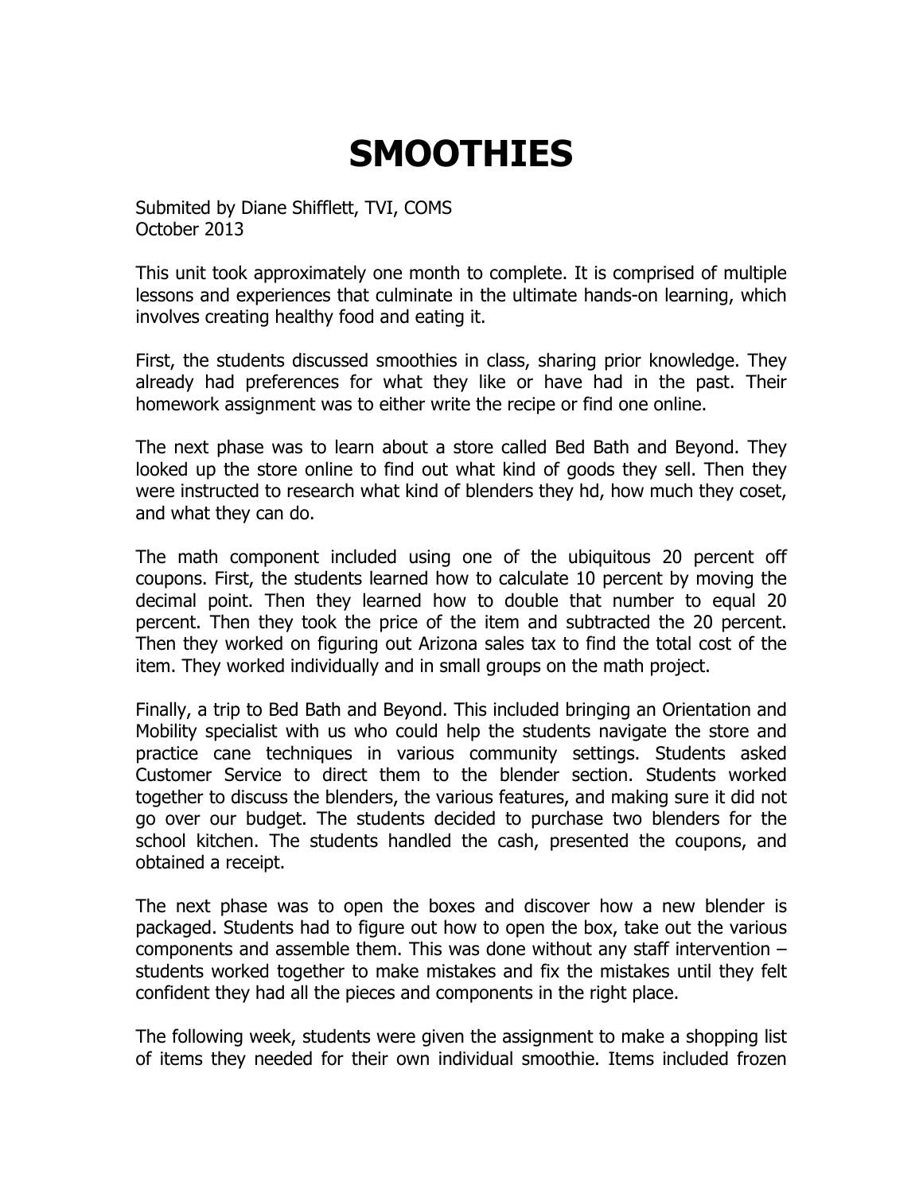# SMOOTHIES

Submited by Diane Shifflett, TVI, COMS
October 2013

This unit took approximately one month to complete. It is comprised of multiple lessons and experiences that culminate in the ultimate hands-on learning, which involves creating healthy food and eating it.

First, the students discussed smoothies in class, sharing prior knowledge. They already had preferences for what they like or have had in the past. Their homework assignment was to either write the recipe or find one online.

The next phase was to learn about a store called Bed Bath and Beyond. They looked up the store online to find out what kind of goods they sell. Then they were instructed to research what kind of blenders they hd, how much they coset, and what they can do.

The math component included using one of the ubiquitous 20 percent off coupons. First, the students learned how to calculate 10 percent by moving the decimal point. Then they learned how to double that number to equal 20 percent. Then they took the price of the item and subtracted the 20 percent. Then they worked on figuring out Arizona sales tax to find the total cost of the item. They worked individually and in small groups on the math project.

Finally, a trip to Bed Bath and Beyond. This included bringing an Orientation and Mobility specialist with us who could help the students navigate the store and practice cane techniques in various community settings. Students asked Customer Service to direct them to the blender section. Students worked together to discuss the blenders, the various features, and making sure it did not go over our budget. The students decided to purchase two blenders for the school kitchen. The students handled the cash, presented the coupons, and obtained a receipt.

The next phase was to open the boxes and discover how a new blender is packaged. Students had to figure out how to open the box, take out the various components and assemble them. This was done without any staff intervention – students worked together to make mistakes and fix the mistakes until they felt confident they had all the pieces and components in the right place.

The following week, students were given the assignment to make a shopping list of items they needed for their own individual smoothie. Items included frozen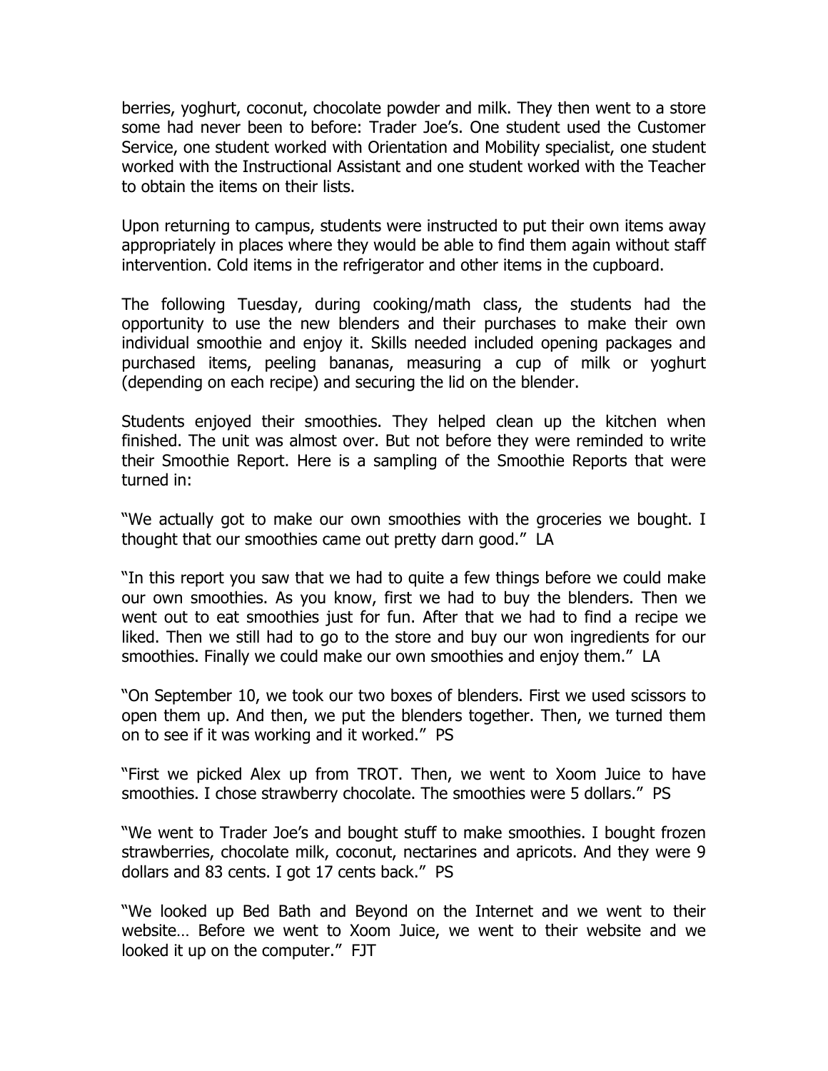berries, yoghurt, coconut, chocolate powder and milk. They then went to a store some had never been to before: Trader Joe's. One student used the Customer Service, one student worked with Orientation and Mobility specialist, one student worked with the Instructional Assistant and one student worked with the Teacher to obtain the items on their lists.

Upon returning to campus, students were instructed to put their own items away appropriately in places where they would be able to find them again without staff intervention. Cold items in the refrigerator and other items in the cupboard.

The following Tuesday, during cooking/math class, the students had the opportunity to use the new blenders and their purchases to make their own individual smoothie and enjoy it. Skills needed included opening packages and purchased items, peeling bananas, measuring a cup of milk or yoghurt (depending on each recipe) and securing the lid on the blender.

Students enjoyed their smoothies. They helped clean up the kitchen when finished. The unit was almost over. But not before they were reminded to write their Smoothie Report. Here is a sampling of the Smoothie Reports that were turned in:

"We actually got to make our own smoothies with the groceries we bought. I thought that our smoothies came out pretty darn good." LA

"In this report you saw that we had to quite a few things before we could make our own smoothies. As you know, first we had to buy the blenders. Then we went out to eat smoothies just for fun. After that we had to find a recipe we liked. Then we still had to go to the store and buy our won ingredients for our smoothies. Finally we could make our own smoothies and enjoy them." LA

"On September 10, we took our two boxes of blenders. First we used scissors to open them up. And then, we put the blenders together. Then, we turned them on to see if it was working and it worked." PS

"First we picked Alex up from TROT. Then, we went to Xoom Juice to have smoothies. I chose strawberry chocolate. The smoothies were 5 dollars." PS

"We went to Trader Joe's and bought stuff to make smoothies. I bought frozen strawberries, chocolate milk, coconut, nectarines and apricots. And they were 9 dollars and 83 cents. I got 17 cents back." PS

"We looked up Bed Bath and Beyond on the Internet and we went to their website… Before we went to Xoom Juice, we went to their website and we looked it up on the computer." FJT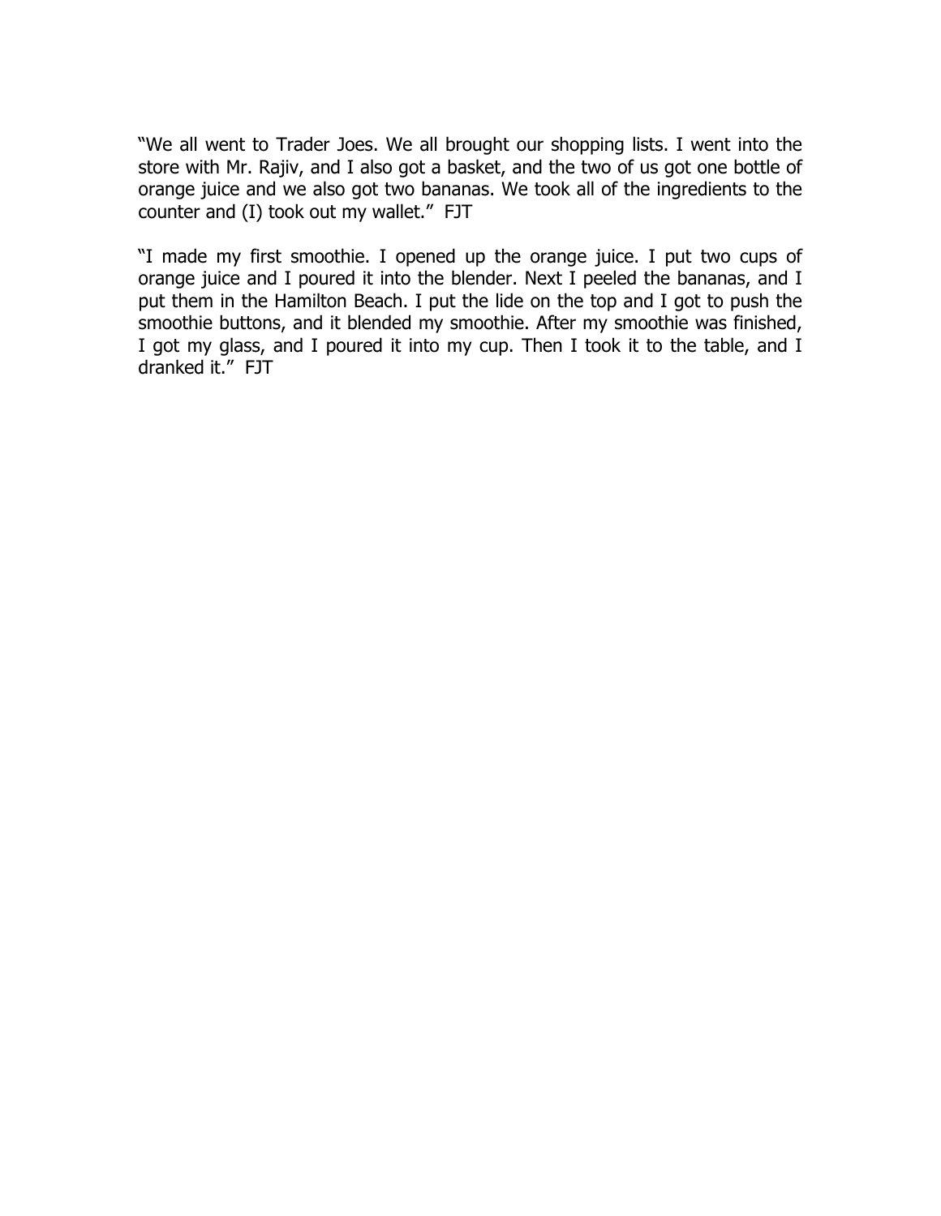"We all went to Trader Joes. We all brought our shopping lists. I went into the store with Mr. Rajiv, and I also got a basket, and the two of us got one bottle of orange juice and we also got two bananas. We took all of the ingredients to the counter and (I) took out my wallet." FJT

"I made my first smoothie. I opened up the orange juice. I put two cups of orange juice and I poured it into the blender. Next I peeled the bananas, and I put them in the Hamilton Beach. I put the lide on the top and I got to push the smoothie buttons, and it blended my smoothie. After my smoothie was finished, I got my glass, and I poured it into my cup. Then I took it to the table, and I dranked it." FJT